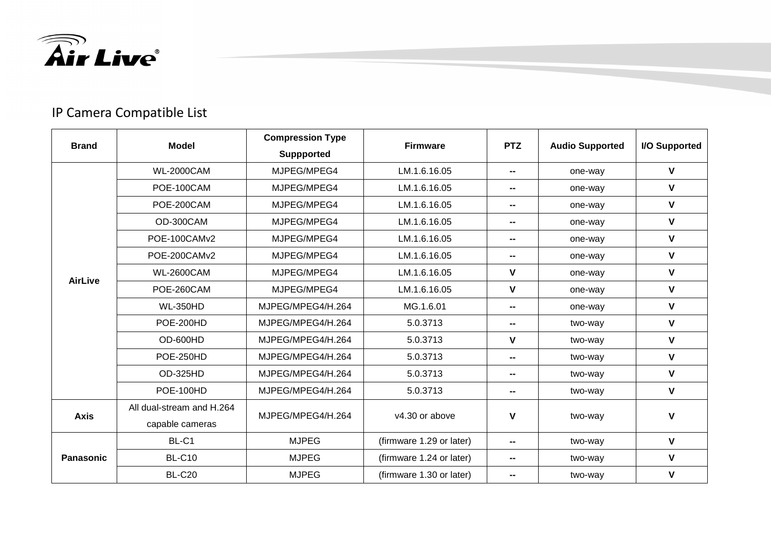## IP Camera Compatible List

| Brand | Model | Compression Type Suppported | Firmware | PTZ | Audio Supported | I/O Supported |
|---|---|---|---|---|---|---|
| AirLive | WL-2000CAM | MJPEG/MPEG4 | LM.1.6.16.05 | -- | one-way | V |
| | POE-100CAM | MJPEG/MPEG4 | LM.1.6.16.05 | -- | one-way | V |
| | POE-200CAM | MJPEG/MPEG4 | LM.1.6.16.05 | -- | one-way | V |
| | OD-300CAM | MJPEG/MPEG4 | LM.1.6.16.05 | -- | one-way | V |
| | POE-100CAMv2 | MJPEG/MPEG4 | LM.1.6.16.05 | -- | one-way | V |
| | POE-200CAMv2 | MJPEG/MPEG4 | LM.1.6.16.05 | -- | one-way | V |
| | WL-2600CAM | MJPEG/MPEG4 | LM.1.6.16.05 | V | one-way | V |
| | POE-260CAM | MJPEG/MPEG4 | LM.1.6.16.05 | V | one-way | V |
| | WL-350HD | MJPEG/MPEG4/H.264 | MG.1.6.01 | -- | one-way | V |
| | POE-200HD | MJPEG/MPEG4/H.264 | 5.0.3713 | -- | two-way | V |
| | OD-600HD | MJPEG/MPEG4/H.264 | 5.0.3713 | V | two-way | V |
| | POE-250HD | MJPEG/MPEG4/H.264 | 5.0.3713 | -- | two-way | V |
| | OD-325HD | MJPEG/MPEG4/H.264 | 5.0.3713 | -- | two-way | V |
| | POE-100HD | MJPEG/MPEG4/H.264 | 5.0.3713 | -- | two-way | V |
| Axis | All dual-stream and H.264 capable cameras | MJPEG/MPEG4/H.264 | v4.30 or above | V | two-way | V |
| Panasonic | BL-C1 | MJPEG | (firmware 1.29 or later) | -- | two-way | V |
| | BL-C10 | MJPEG | (firmware 1.24 or later) | -- | two-way | V |
| | BL-C20 | MJPEG | (firmware 1.30 or later) | -- | two-way | V |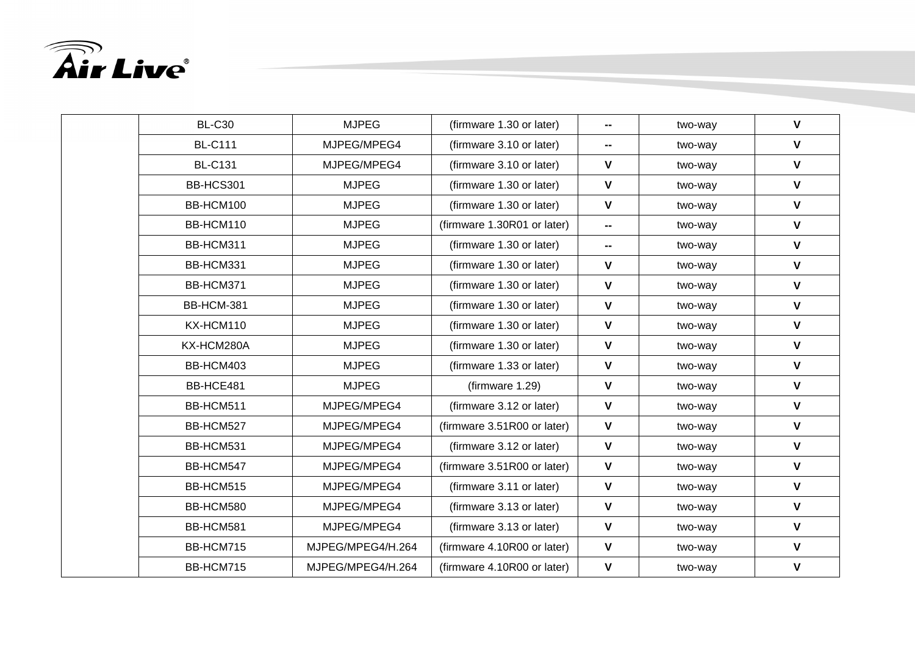| | | | | | | |
|---|---|---|---|---|---|---|
| | BL-C30 | MJPEG | (firmware 1.30 or later) | -- | two-way | V |
| | BL-C111 | MJPEG/MPEG4 | (firmware 3.10 or later) | -- | two-way | V |
| | BL-C131 | MJPEG/MPEG4 | (firmware 3.10 or later) | V | two-way | V |
| | BB-HCS301 | MJPEG | (firmware 1.30 or later) | V | two-way | V |
| | BB-HCM100 | MJPEG | (firmware 1.30 or later) | V | two-way | V |
| | BB-HCM110 | MJPEG | (firmware 1.30R01 or later) | -- | two-way | V |
| | BB-HCM311 | MJPEG | (firmware 1.30 or later) | -- | two-way | V |
| | BB-HCM331 | MJPEG | (firmware 1.30 or later) | V | two-way | V |
| | BB-HCM371 | MJPEG | (firmware 1.30 or later) | V | two-way | V |
| | BB-HCM-381 | MJPEG | (firmware 1.30 or later) | V | two-way | V |
| | KX-HCM110 | MJPEG | (firmware 1.30 or later) | V | two-way | V |
| | KX-HCM280A | MJPEG | (firmware 1.30 or later) | V | two-way | V |
| | BB-HCM403 | MJPEG | (firmware 1.33 or later) | V | two-way | V |
| | BB-HCE481 | MJPEG | (firmware 1.29) | V | two-way | V |
| | BB-HCM511 | MJPEG/MPEG4 | (firmware 3.12 or later) | V | two-way | V |
| | BB-HCM527 | MJPEG/MPEG4 | (firmware 3.51R00 or later) | V | two-way | V |
| | BB-HCM531 | MJPEG/MPEG4 | (firmware 3.12 or later) | V | two-way | V |
| | BB-HCM547 | MJPEG/MPEG4 | (firmware 3.51R00 or later) | V | two-way | V |
| | BB-HCM515 | MJPEG/MPEG4 | (firmware 3.11 or later) | V | two-way | V |
| | BB-HCM580 | MJPEG/MPEG4 | (firmware 3.13 or later) | V | two-way | V |
| | BB-HCM581 | MJPEG/MPEG4 | (firmware 3.13 or later) | V | two-way | V |
| | BB-HCM715 | MJPEG/MPEG4/H.264 | (firmware 4.10R00 or later) | V | two-way | V |
| | BB-HCM715 | MJPEG/MPEG4/H.264 | (firmware 4.10R00 or later) | V | two-way | V |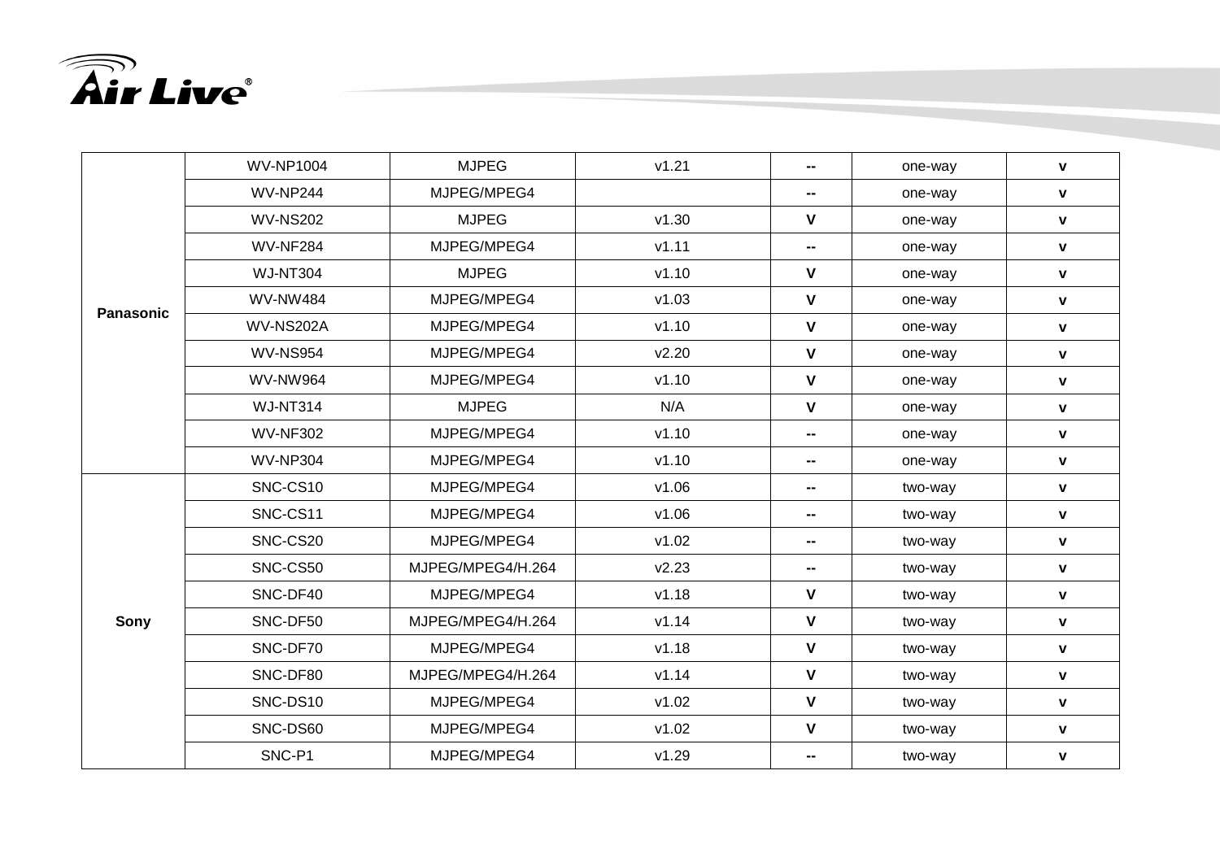| | | | | | | |
|---|---|---|---|---|---|---|
| **Panasonic** | WV-NP1004 | MJPEG | v1.21 | -- | one-way | v |
| | WV-NP244 | MJPEG/MPEG4 | | -- | one-way | v |
| | WV-NS202 | MJPEG | v1.30 | V | one-way | v |
| | WV-NF284 | MJPEG/MPEG4 | v1.11 | -- | one-way | v |
| | WJ-NT304 | MJPEG | v1.10 | V | one-way | v |
| | WV-NW484 | MJPEG/MPEG4 | v1.03 | V | one-way | v |
| | WV-NS202A | MJPEG/MPEG4 | v1.10 | V | one-way | v |
| | WV-NS954 | MJPEG/MPEG4 | v2.20 | V | one-way | v |
| | WV-NW964 | MJPEG/MPEG4 | v1.10 | V | one-way | v |
| | WJ-NT314 | MJPEG | N/A | V | one-way | v |
| | WV-NF302 | MJPEG/MPEG4 | v1.10 | -- | one-way | v |
| | WV-NP304 | MJPEG/MPEG4 | v1.10 | -- | one-way | v |
| **Sony** | SNC-CS10 | MJPEG/MPEG4 | v1.06 | -- | two-way | v |
| | SNC-CS11 | MJPEG/MPEG4 | v1.06 | -- | two-way | v |
| | SNC-CS20 | MJPEG/MPEG4 | v1.02 | -- | two-way | v |
| | SNC-CS50 | MJPEG/MPEG4/H.264 | v2.23 | -- | two-way | v |
| | SNC-DF40 | MJPEG/MPEG4 | v1.18 | V | two-way | v |
| | SNC-DF50 | MJPEG/MPEG4/H.264 | v1.14 | V | two-way | v |
| | SNC-DF70 | MJPEG/MPEG4 | v1.18 | V | two-way | v |
| | SNC-DF80 | MJPEG/MPEG4/H.264 | v1.14 | V | two-way | v |
| | SNC-DS10 | MJPEG/MPEG4 | v1.02 | V | two-way | v |
| | SNC-DS60 | MJPEG/MPEG4 | v1.02 | V | two-way | v |
| | SNC-P1 | MJPEG/MPEG4 | v1.29 | -- | two-way | v |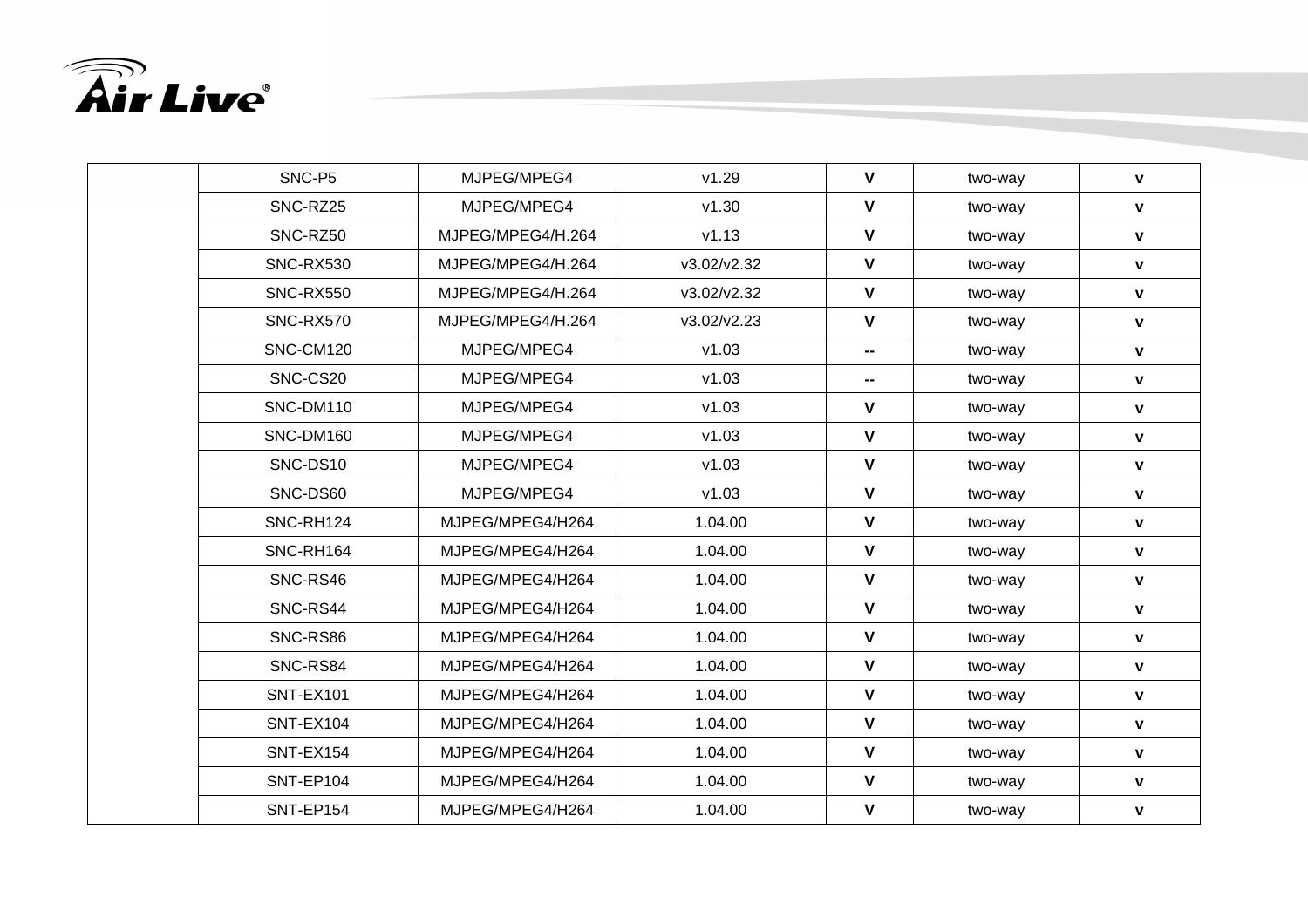| | | | | | | |
|---|---|---|---|---|---|---|
| | SNC-P5 | MJPEG/MPEG4 | v1.29 | V | two-way | v |
| | SNC-RZ25 | MJPEG/MPEG4 | v1.30 | V | two-way | v |
| | SNC-RZ50 | MJPEG/MPEG4/H.264 | v1.13 | V | two-way | v |
| | SNC-RX530 | MJPEG/MPEG4/H.264 | v3.02/v2.32 | V | two-way | v |
| | SNC-RX550 | MJPEG/MPEG4/H.264 | v3.02/v2.32 | V | two-way | v |
| | SNC-RX570 | MJPEG/MPEG4/H.264 | v3.02/v2.23 | V | two-way | v |
| | SNC-CM120 | MJPEG/MPEG4 | v1.03 | -- | two-way | v |
| | SNC-CS20 | MJPEG/MPEG4 | v1.03 | -- | two-way | v |
| | SNC-DM110 | MJPEG/MPEG4 | v1.03 | V | two-way | v |
| | SNC-DM160 | MJPEG/MPEG4 | v1.03 | V | two-way | v |
| | SNC-DS10 | MJPEG/MPEG4 | v1.03 | V | two-way | v |
| | SNC-DS60 | MJPEG/MPEG4 | v1.03 | V | two-way | v |
| | SNC-RH124 | MJPEG/MPEG4/H264 | 1.04.00 | V | two-way | v |
| | SNC-RH164 | MJPEG/MPEG4/H264 | 1.04.00 | V | two-way | v |
| | SNC-RS46 | MJPEG/MPEG4/H264 | 1.04.00 | V | two-way | v |
| | SNC-RS44 | MJPEG/MPEG4/H264 | 1.04.00 | V | two-way | v |
| | SNC-RS86 | MJPEG/MPEG4/H264 | 1.04.00 | V | two-way | v |
| | SNC-RS84 | MJPEG/MPEG4/H264 | 1.04.00 | V | two-way | v |
| | SNT-EX101 | MJPEG/MPEG4/H264 | 1.04.00 | V | two-way | v |
| | SNT-EX104 | MJPEG/MPEG4/H264 | 1.04.00 | V | two-way | v |
| | SNT-EX154 | MJPEG/MPEG4/H264 | 1.04.00 | V | two-way | v |
| | SNT-EP104 | MJPEG/MPEG4/H264 | 1.04.00 | V | two-way | v |
| | SNT-EP154 | MJPEG/MPEG4/H264 | 1.04.00 | V | two-way | v |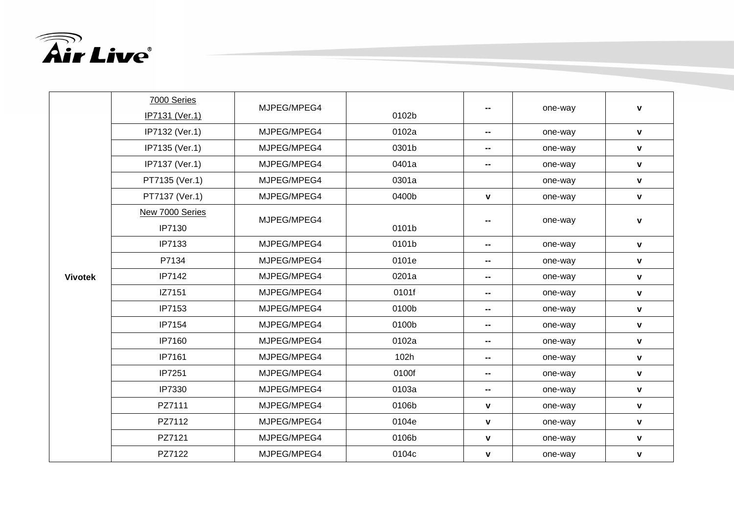| | | | | | | |
|---|---|---|---|---|---|---|
| Vivotek | 7000 Series<br>IP7131 (Ver.1) | MJPEG/MPEG4 | 0102b | -- | one-way | v |
| | IP7132 (Ver.1) | MJPEG/MPEG4 | 0102a | -- | one-way | v |
| | IP7135 (Ver.1) | MJPEG/MPEG4 | 0301b | -- | one-way | v |
| | IP7137 (Ver.1) | MJPEG/MPEG4 | 0401a | -- | one-way | v |
| | PT7135 (Ver.1) | MJPEG/MPEG4 | 0301a | | one-way | v |
| | PT7137 (Ver.1) | MJPEG/MPEG4 | 0400b | v | one-way | v |
| | New 7000 Series<br>IP7130 | MJPEG/MPEG4 | 0101b | -- | one-way | v |
| | IP7133 | MJPEG/MPEG4 | 0101b | -- | one-way | v |
| | P7134 | MJPEG/MPEG4 | 0101e | -- | one-way | v |
| | IP7142 | MJPEG/MPEG4 | 0201a | -- | one-way | v |
| | IZ7151 | MJPEG/MPEG4 | 0101f | -- | one-way | v |
| | IP7153 | MJPEG/MPEG4 | 0100b | -- | one-way | v |
| | IP7154 | MJPEG/MPEG4 | 0100b | -- | one-way | v |
| | IP7160 | MJPEG/MPEG4 | 0102a | -- | one-way | v |
| | IP7161 | MJPEG/MPEG4 | 102h | -- | one-way | v |
| | IP7251 | MJPEG/MPEG4 | 0100f | -- | one-way | v |
| | IP7330 | MJPEG/MPEG4 | 0103a | -- | one-way | v |
| | PZ7111 | MJPEG/MPEG4 | 0106b | v | one-way | v |
| | PZ7112 | MJPEG/MPEG4 | 0104e | v | one-way | v |
| | PZ7121 | MJPEG/MPEG4 | 0106b | v | one-way | v |
| | PZ7122 | MJPEG/MPEG4 | 0104c | v | one-way | v |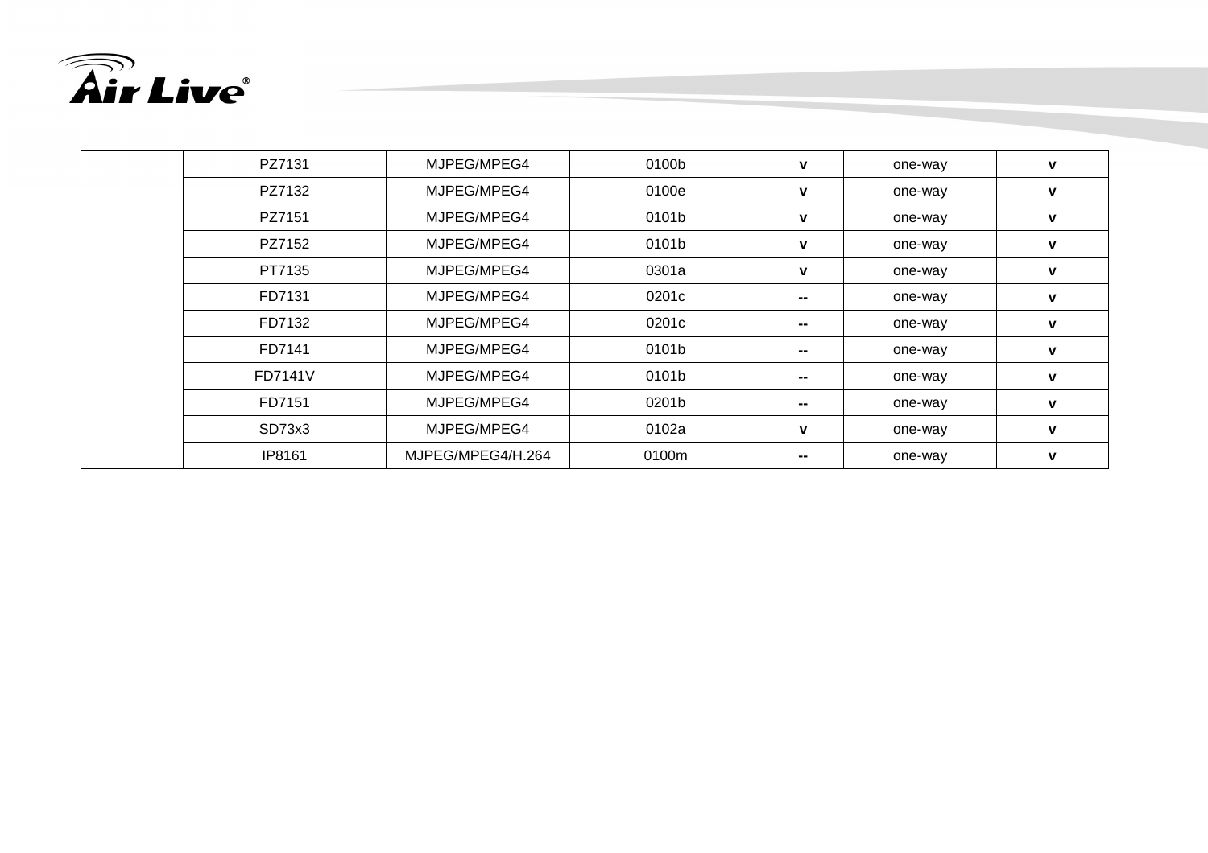| | | | | | | |
|---|---|---|---|---|---|---|
| | PZ7131 | MJPEG/MPEG4 | 0100b | v | one-way | v |
| | PZ7132 | MJPEG/MPEG4 | 0100e | v | one-way | v |
| | PZ7151 | MJPEG/MPEG4 | 0101b | v | one-way | v |
| | PZ7152 | MJPEG/MPEG4 | 0101b | v | one-way | v |
| | PT7135 | MJPEG/MPEG4 | 0301a | v | one-way | v |
| | FD7131 | MJPEG/MPEG4 | 0201c | -- | one-way | v |
| | FD7132 | MJPEG/MPEG4 | 0201c | -- | one-way | v |
| | FD7141 | MJPEG/MPEG4 | 0101b | -- | one-way | v |
| | FD7141V | MJPEG/MPEG4 | 0101b | -- | one-way | v |
| | FD7151 | MJPEG/MPEG4 | 0201b | -- | one-way | v |
| | SD73x3 | MJPEG/MPEG4 | 0102a | v | one-way | v |
| | IP8161 | MJPEG/MPEG4/H.264 | 0100m | -- | one-way | v |